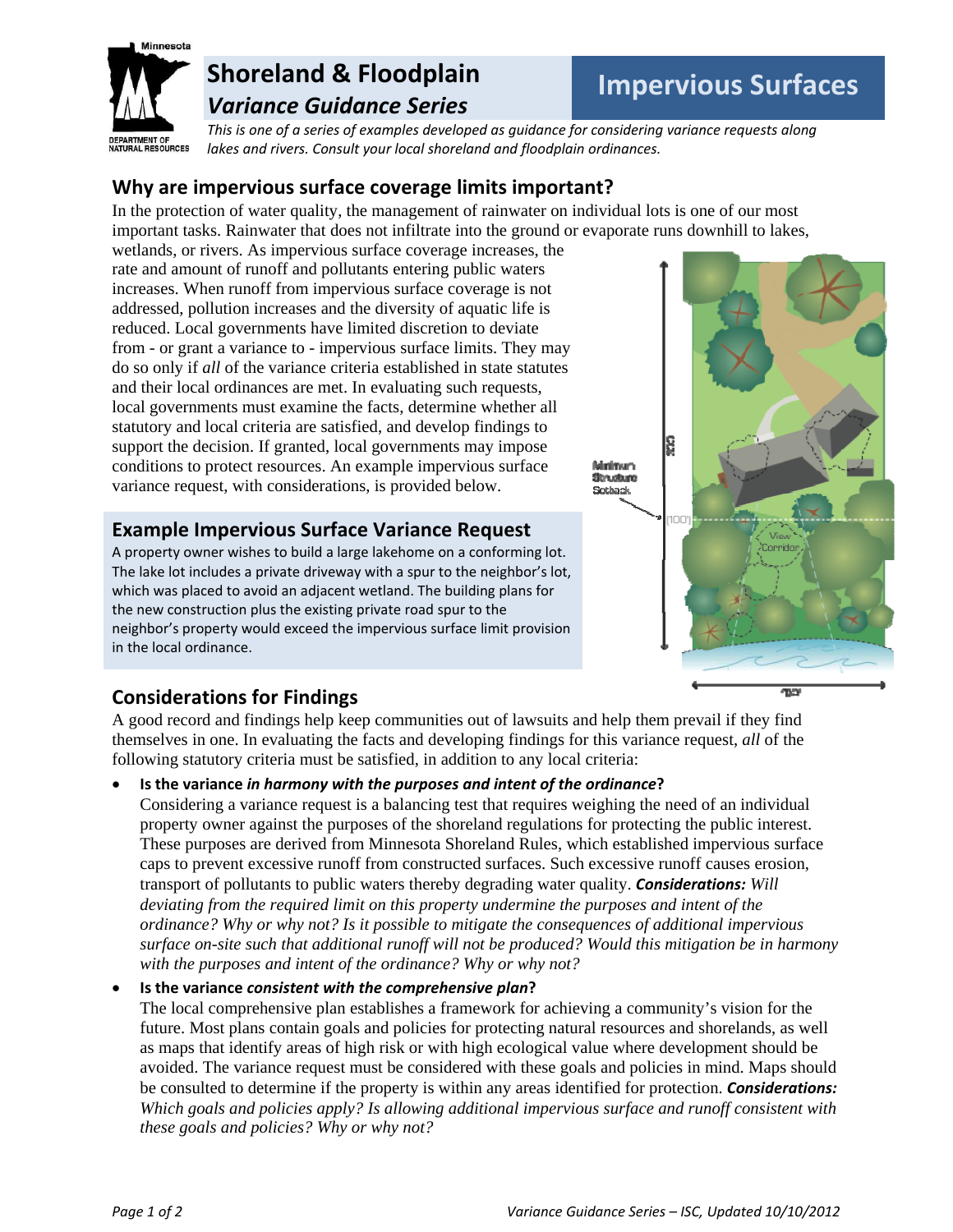# Shoreland & Floodplain *Variance Guidance Series*

## Impervious Surfaces

*This is one of a series of examples developed as guidance for considering variance requests along lakes and rivers. Consult your local shoreland and floodplain ordinances.*

## Why are impervious surface coverage limits important?

In the protection of water quality, the management of rainwater on individual lots is one of our most important tasks. Rainwater that does not infiltrate into the ground or evaporate runs downhill to lakes, wetlands, or rivers. As impervious surface coverage increases, the rate and amount of runoff and pollutants entering public waters increases. When runoff from impervious surface coverage is not addressed, pollution increases and the diversity of aquatic life is reduced. Local governments have limited discretion to deviate from - or grant a variance to - impervious surface limits. They may do so only if *all* of the variance criteria established in state statutes and their local ordinances are met. In evaluating such requests, local governments must examine the facts, determine whether all statutory and local criteria are satisfied, and develop findings to support the decision. If granted, local governments may impose conditions to protect resources. An example impervious surface variance request, with considerations, is provided below.

Minimum Structure Setback

(100')

View Corridor

## Example Impervious Surface Variance Request

A property owner wishes to build a large lakehome on a conforming lot. The lake lot includes a private driveway with a spur to the neighbor's lot, which was placed to avoid an adjacent wetland. The building plans for the new construction plus the existing private road spur to the neighbor's property would exceed the impervious surface limit provision in the local ordinance.

## Considerations for Findings

A good record and findings help keep communities out of lawsuits and help them prevail if they find themselves in one. In evaluating the facts and developing findings for this variance request, *all* of the following statutory criteria must be satisfied, in addition to any local criteria:

- **Is the variance *in harmony with the purposes and intent of the ordinance*?**
  Considering a variance request is a balancing test that requires weighing the need of an individual property owner against the purposes of the shoreland regulations for protecting the public interest. These purposes are derived from Minnesota Shoreland Rules, which established impervious surface caps to prevent excessive runoff from constructed surfaces. Such excessive runoff causes erosion, transport of pollutants to public waters thereby degrading water quality. ***Considerations:*** *Will deviating from the required limit on this property undermine the purposes and intent of the ordinance? Why or why not? Is it possible to mitigate the consequences of additional impervious surface on-site such that additional runoff will not be produced? Would this mitigation be in harmony with the purposes and intent of the ordinance? Why or why not?*

- **Is the variance *consistent with the comprehensive plan*?**
  The local comprehensive plan establishes a framework for achieving a community's vision for the future. Most plans contain goals and policies for protecting natural resources and shorelands, as well as maps that identify areas of high risk or with high ecological value where development should be avoided. The variance request must be considered with these goals and policies in mind. Maps should be consulted to determine if the property is within any areas identified for protection. ***Considerations:*** *Which goals and policies apply? Is allowing additional impervious surface and runoff consistent with these goals and policies? Why or why not?*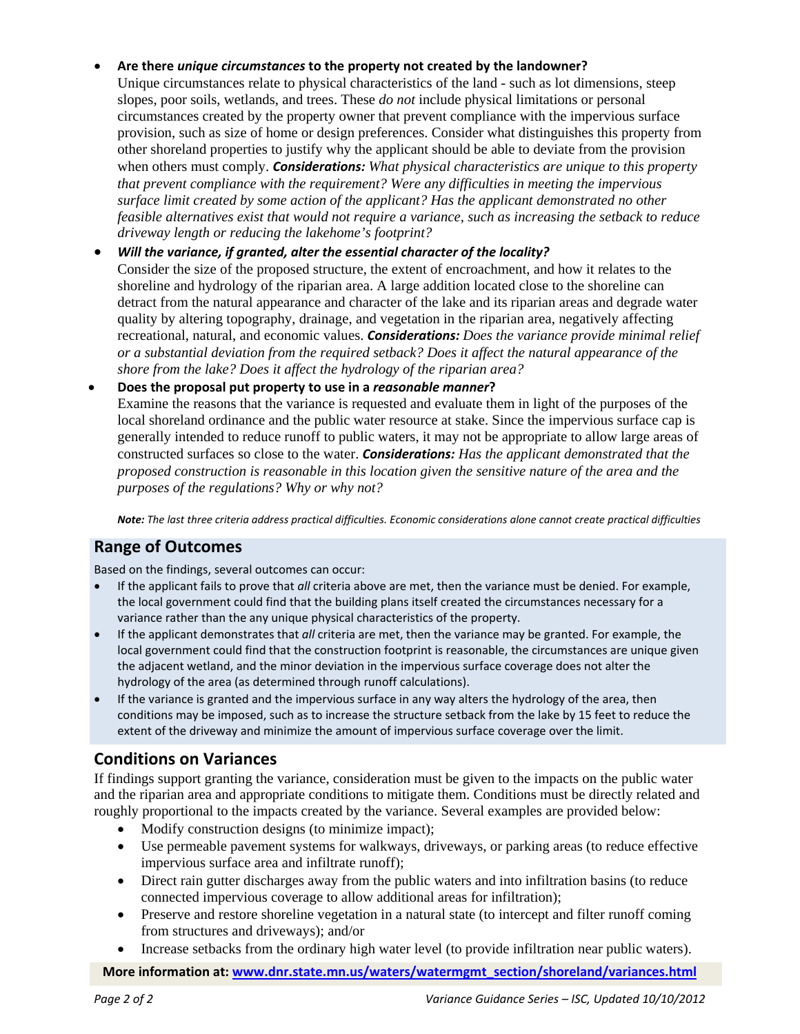- **Are there *unique circumstances* to the property not created by the landowner?**
  Unique circumstances relate to physical characteristics of the land - such as lot dimensions, steep slopes, poor soils, wetlands, and trees. These *do not* include physical limitations or personal circumstances created by the property owner that prevent compliance with the impervious surface provision, such as size of home or design preferences. Consider what distinguishes this property from other shoreland properties to justify why the applicant should be able to deviate from the provision when others must comply. ***Considerations:*** *What physical characteristics are unique to this property that prevent compliance with the requirement? Were any difficulties in meeting the impervious surface limit created by some action of the applicant? Has the applicant demonstrated no other feasible alternatives exist that would not require a variance, such as increasing the setback to reduce driveway length or reducing the lakehome's footprint?*

- ***Will the variance, if granted, alter the essential character of the locality?***
  Consider the size of the proposed structure, the extent of encroachment, and how it relates to the shoreline and hydrology of the riparian area. A large addition located close to the shoreline can detract from the natural appearance and character of the lake and its riparian areas and degrade water quality by altering topography, drainage, and vegetation in the riparian area, negatively affecting recreational, natural, and economic values. ***Considerations:*** *Does the variance provide minimal relief or a substantial deviation from the required setback? Does it affect the natural appearance of the shore from the lake? Does it affect the hydrology of the riparian area?*

- **Does the proposal put property to use in a *reasonable manner*?**
  Examine the reasons that the variance is requested and evaluate them in light of the purposes of the local shoreland ordinance and the public water resource at stake. Since the impervious surface cap is generally intended to reduce runoff to public waters, it may not be appropriate to allow large areas of constructed surfaces so close to the water. ***Considerations:*** *Has the applicant demonstrated that the proposed construction is reasonable in this location given the sensitive nature of the area and the purposes of the regulations? Why or why not?*

***Note:*** *The last three criteria address practical difficulties. Economic considerations alone cannot create practical difficulties*

## Range of Outcomes

Based on the findings, several outcomes can occur:

- If the applicant fails to prove that *all* criteria above are met, then the variance must be denied. For example, the local government could find that the building plans itself created the circumstances necessary for a variance rather than the any unique physical characteristics of the property.
- If the applicant demonstrates that *all* criteria are met, then the variance may be granted. For example, the local government could find that the construction footprint is reasonable, the circumstances are unique given the adjacent wetland, and the minor deviation in the impervious surface coverage does not alter the hydrology of the area (as determined through runoff calculations).
- If the variance is granted and the impervious surface in any way alters the hydrology of the area, then conditions may be imposed, such as to increase the structure setback from the lake by 15 feet to reduce the extent of the driveway and minimize the amount of impervious surface coverage over the limit.

## Conditions on Variances

If findings support granting the variance, consideration must be given to the impacts on the public water and the riparian area and appropriate conditions to mitigate them. Conditions must be directly related and roughly proportional to the impacts created by the variance. Several examples are provided below:

- Modify construction designs (to minimize impact);
- Use permeable pavement systems for walkways, driveways, or parking areas (to reduce effective impervious surface area and infiltrate runoff);
- Direct rain gutter discharges away from the public waters and into infiltration basins (to reduce connected impervious coverage to allow additional areas for infiltration);
- Preserve and restore shoreline vegetation in a natural state (to intercept and filter runoff coming from structures and driveways); and/or
- Increase setbacks from the ordinary high water level (to provide infiltration near public waters).

**More information at: www.dnr.state.mn.us/waters/watermgmt_section/shoreland/variances.html**

*Variance Guidance Series – ISC, Updated 10/10/2012*